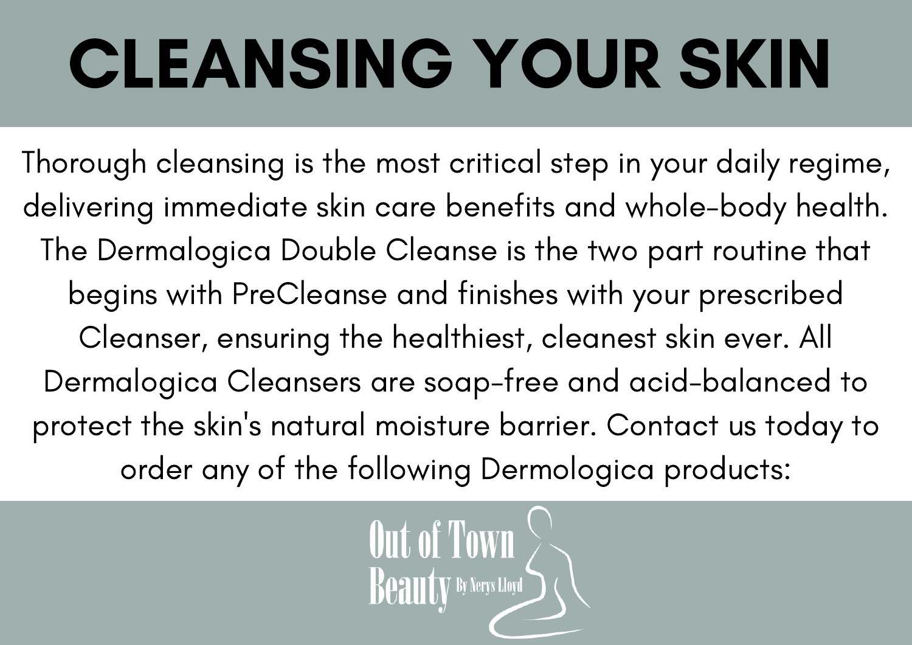# CLEANSING YOUR SKIN

Thorough cleansing is the most critical step in your daily regime, delivering immediate skin care benefits and whole-body health. The Dermalogica Double Cleanse is the two part routine that begins with PreCleanse and finishes with your prescribed Cleanser, ensuring the healthiest, cleanest skin ever. All Dermalogica Cleansers are soap-free and acid-balanced to protect the skin's natural moisture barrier. Contact us today to order any of the following Dermologica products:

Out of Town Beauty By Nerys Lloyd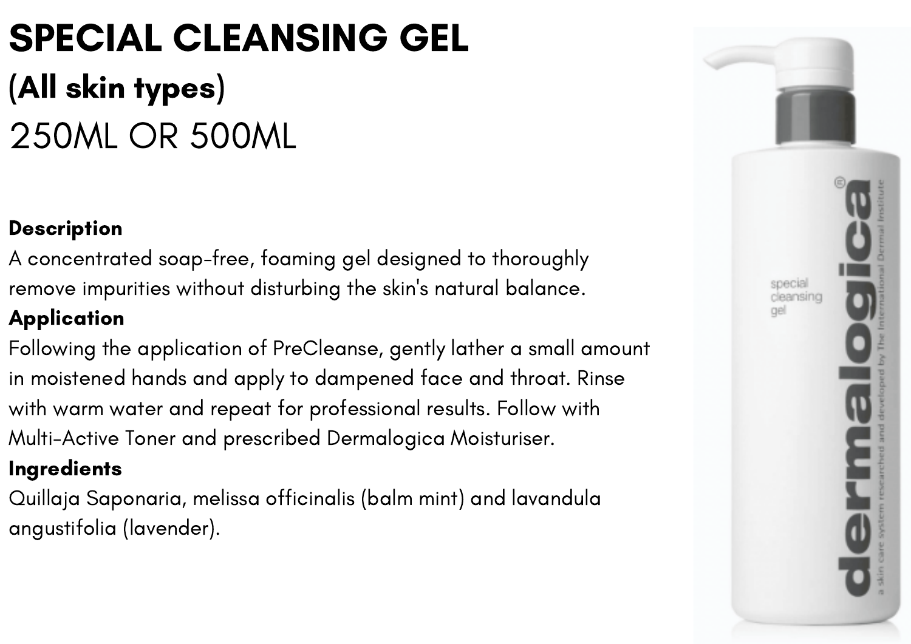# SPECIAL CLEANSING GEL

## (All skin types)

## 250ML OR 500ML

**Description**

A concentrated soap-free, foaming gel designed to thoroughly remove impurities without disturbing the skin's natural balance.

**Application**

Following the application of PreCleanse, gently lather a small amount in moistened hands and apply to dampened face and throat. Rinse with warm water and repeat for professional results. Follow with Multi-Active Toner and prescribed Dermalogica Moisturiser.

**Ingredients**

Quillaja Saponaria, melissa officinalis (balm mint) and lavandula angustifolia (lavender).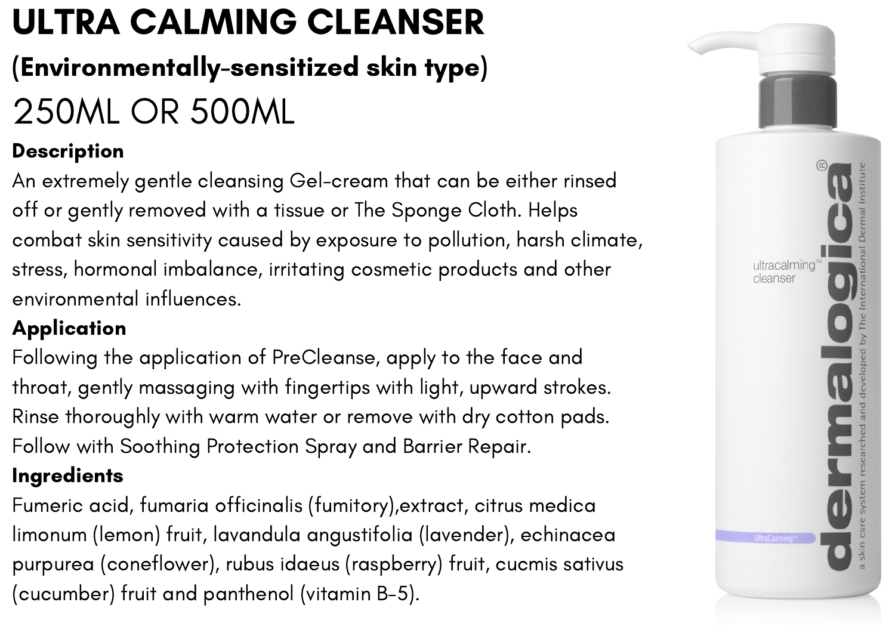# ULTRA CALMING CLEANSER

## (Environmentally-sensitized skin type)

## 250ML OR 500ML

**Description**

An extremely gentle cleansing Gel-cream that can be either rinsed off or gently removed with a tissue or The Sponge Cloth. Helps combat skin sensitivity caused by exposure to pollution, harsh climate, stress, hormonal imbalance, irritating cosmetic products and other environmental influences.

**Application**

Following the application of PreCleanse, apply to the face and throat, gently massaging with fingertips with light, upward strokes. Rinse thoroughly with warm water or remove with dry cotton pads. Follow with Soothing Protection Spray and Barrier Repair.

**Ingredients**

Fumeric acid, fumaria officinalis (fumitory),extract, citrus medica limonum (lemon) fruit, lavandula angustifolia (lavender), echinacea purpurea (coneflower), rubus idaeus (raspberry) fruit, cucmis sativus (cucumber) fruit and panthenol (vitamin B-5).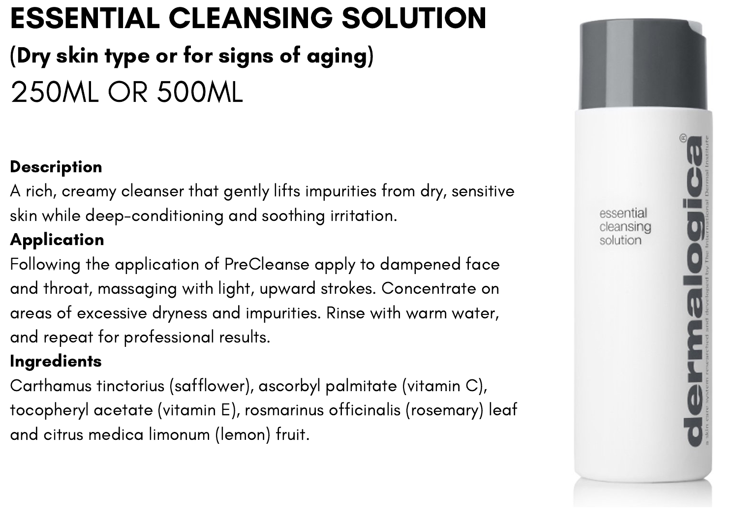# ESSENTIAL CLEANSING SOLUTION

## (Dry skin type or for signs of aging)

250ML OR 500ML

**Description**
A rich, creamy cleanser that gently lifts impurities from dry, sensitive skin while deep-conditioning and soothing irritation.

**Application**
Following the application of PreCleanse apply to dampened face and throat, massaging with light, upward strokes. Concentrate on areas of excessive dryness and impurities. Rinse with warm water, and repeat for professional results.

**Ingredients**
Carthamus tinctorius (safflower), ascorbyl palmitate (vitamin C), tocopheryl acetate (vitamin E), rosmarinus officinalis (rosemary) leaf and citrus medica limonum (lemon) fruit.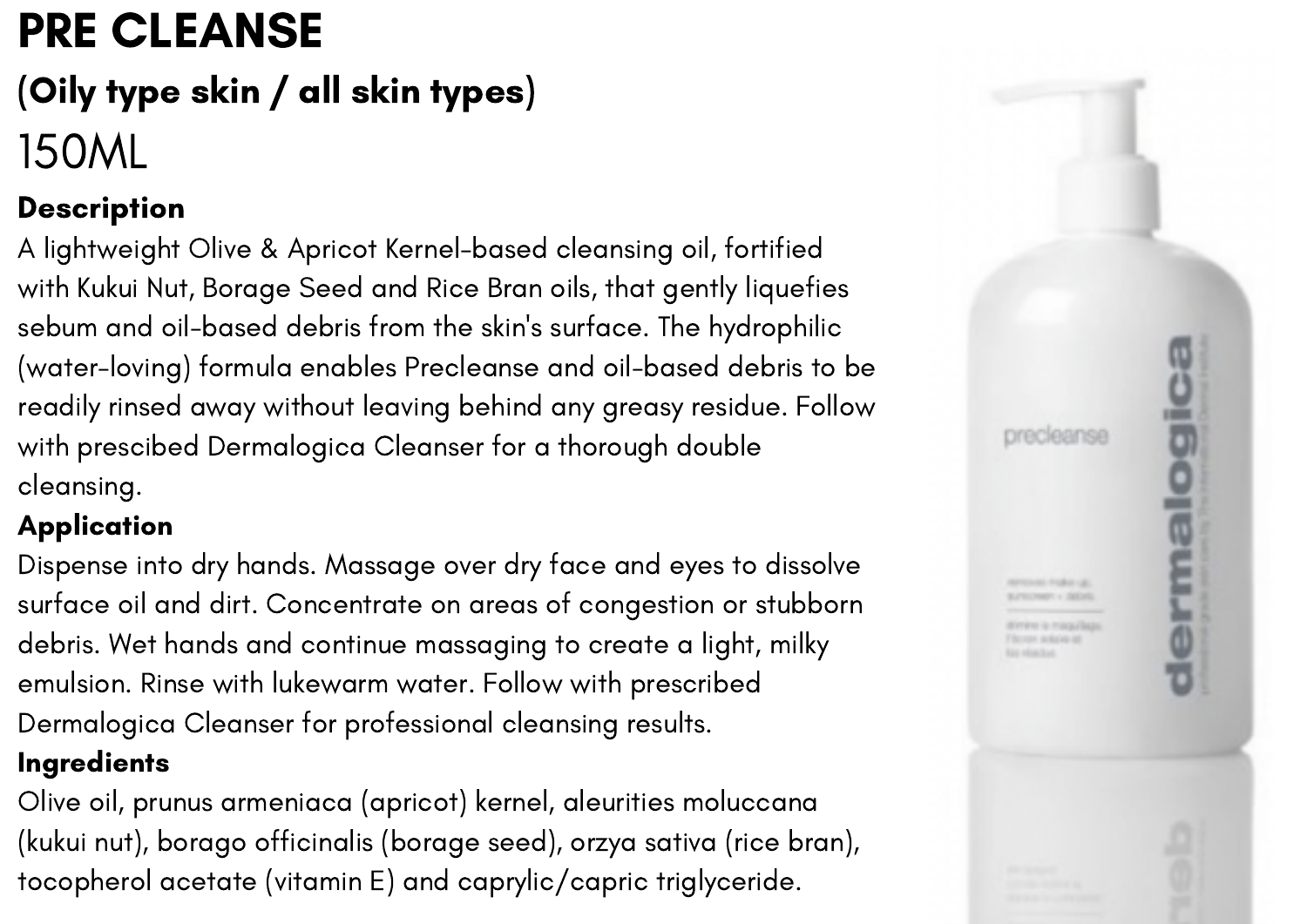# PRE CLEANSE

## (Oily type skin / all skin types)

150ML

**Description**

A lightweight Olive & Apricot Kernel-based cleansing oil, fortified with Kukui Nut, Borage Seed and Rice Bran oils, that gently liquefies sebum and oil-based debris from the skin's surface. The hydrophilic (water-loving) formula enables Precleanse and oil-based debris to be readily rinsed away without leaving behind any greasy residue. Follow with prescibed Dermalogica Cleanser for a thorough double cleansing.

**Application**

Dispense into dry hands. Massage over dry face and eyes to dissolve surface oil and dirt. Concentrate on areas of congestion or stubborn debris. Wet hands and continue massaging to create a light, milky emulsion. Rinse with lukewarm water. Follow with prescribed Dermalogica Cleanser for professional cleansing results.

**Ingredients**

Olive oil, prunus armeniaca (apricot) kernel, aleurities moluccana (kukui nut), borago officinalis (borage seed), orzya sativa (rice bran), tocopherol acetate (vitamin E) and caprylic/capric triglyceride.